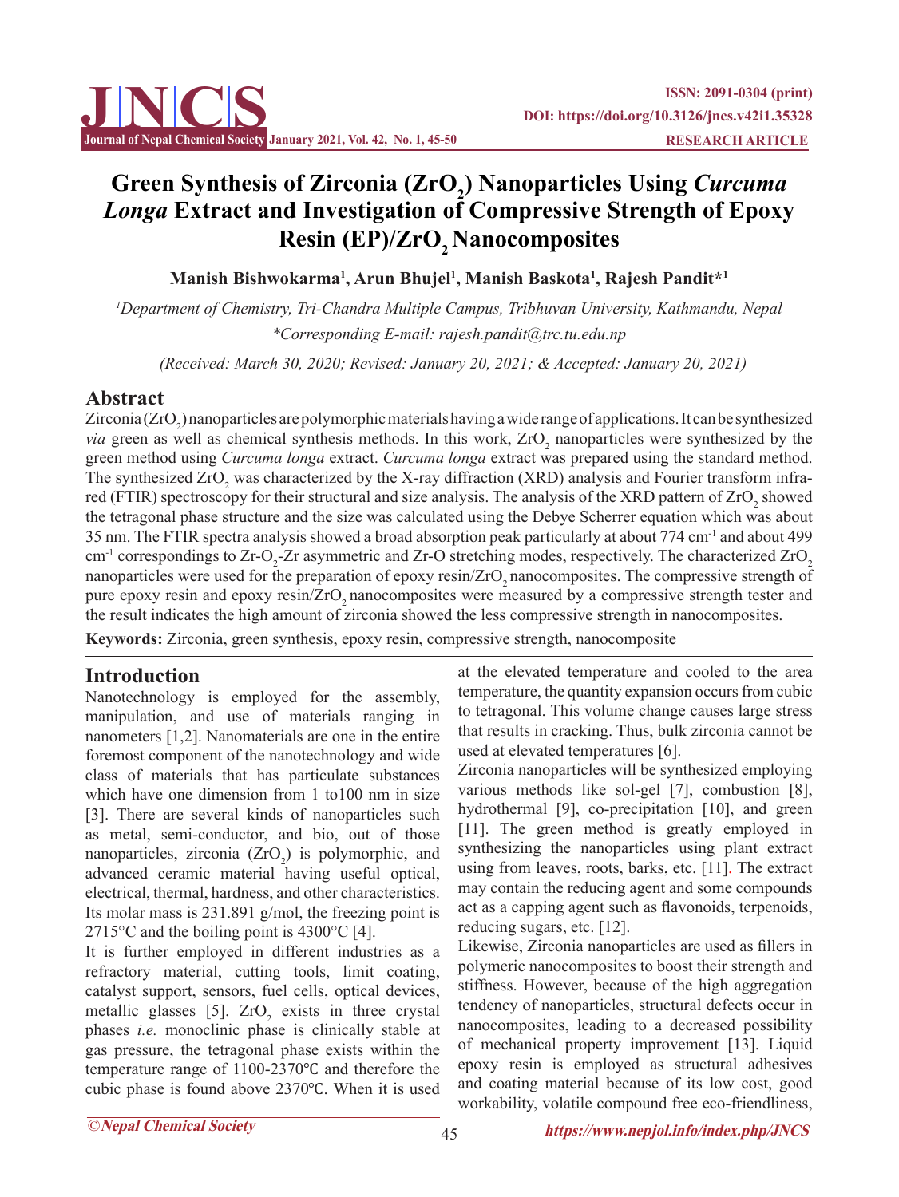# Green Synthesis of Zirconia ($ZrO_2$) Nanoparticles Using *Curcuma Longa* Extract and Investigation of Compressive Strength of Epoxy Resin (EP)/$ZrO_2$ Nanocomposites

**Manish Bishwokarma[1], Arun Bhujel[1], Manish Baskota[1], Rajesh Pandit*[1]**

*[1]Department of Chemistry, Tri-Chandra Multiple Campus, Tribhuvan University, Kathmandu, Nepal*

*\*Corresponding E-mail: rajesh.pandit@trc.tu.edu.np*

*(Received: March 30, 2020; Revised: January 20, 2021; & Accepted: January 20, 2021)*

## Abstract

Zirconia ($ZrO_2$) nanoparticles are polymorphic materials having a wide range of applications. It can be synthesized *via* green as well as chemical synthesis methods. In this work, $ZrO_2$ nanoparticles were synthesized by the green method using *Curcuma longa* extract. *Curcuma longa* extract was prepared using the standard method. The synthesized $ZrO_2$ was characterized by the X-ray diffraction (XRD) analysis and Fourier transform infra-red (FTIR) spectroscopy for their structural and size analysis. The analysis of the XRD pattern of $ZrO_2$ showed the tetragonal phase structure and the size was calculated using the Debye Scherrer equation which was about 35 nm. The FTIR spectra analysis showed a broad absorption peak particularly at about 774 $cm^{-1}$ and about 499 $cm^{-1}$ correspondings to Zr-$O_2$-Zr asymmetric and Zr-O stretching modes, respectively. The characterized $ZrO_2$ nanoparticles were used for the preparation of epoxy resin/$ZrO_2$ nanocomposites. The compressive strength of pure epoxy resin and epoxy resin/$ZrO_2$ nanocomposites were measured by a compressive strength tester and the result indicates the high amount of zirconia showed the less compressive strength in nanocomposites.

**Keywords:** Zirconia, green synthesis, epoxy resin, compressive strength, nanocomposite

## Introduction

Nanotechnology is employed for the assembly, manipulation, and use of materials ranging in nanometers [1,2]. Nanomaterials are one in the entire foremost component of the nanotechnology and wide class of materials that has particulate substances which have one dimension from 1 to100 nm in size [3]. There are several kinds of nanoparticles such as metal, semi-conductor, and bio, out of those nanoparticles, zirconia ($ZrO_2$) is polymorphic, and advanced ceramic material having useful optical, electrical, thermal, hardness, and other characteristics. Its molar mass is 231.891 g/mol, the freezing point is 2715°C and the boiling point is 4300°C [4].

It is further employed in different industries as a refractory material, cutting tools, limit coating, catalyst support, sensors, fuel cells, optical devices, metallic glasses [5]. $ZrO_2$ exists in three crystal phases *i.e.* monoclinic phase is clinically stable at gas pressure, the tetragonal phase exists within the temperature range of 1100-2370℃ and therefore the cubic phase is found above 2370℃. When it is used at the elevated temperature and cooled to the area temperature, the quantity expansion occurs from cubic to tetragonal. This volume change causes large stress that results in cracking. Thus, bulk zirconia cannot be used at elevated temperatures [6].

Zirconia nanoparticles will be synthesized employing various methods like sol-gel [7], combustion [8], hydrothermal [9], co-precipitation [10], and green [11]. The green method is greatly employed in synthesizing the nanoparticles using plant extract using from leaves, roots, barks, etc. [11]. The extract may contain the reducing agent and some compounds act as a capping agent such as flavonoids, terpenoids, reducing sugars, etc. [12].

Likewise, Zirconia nanoparticles are used as fillers in polymeric nanocomposites to boost their strength and stiffness. However, because of the high aggregation tendency of nanoparticles, structural defects occur in nanocomposites, leading to a decreased possibility of mechanical property improvement [13]. Liquid epoxy resin is employed as structural adhesives and coating material because of its low cost, good workability, volatile compound free eco-friendliness,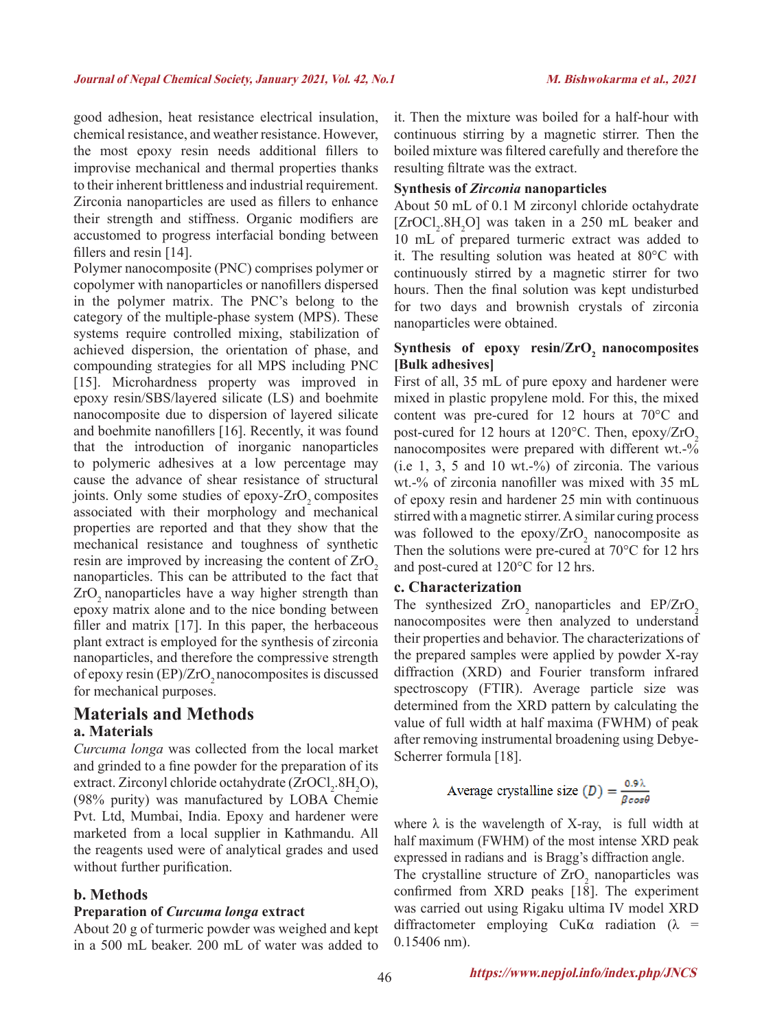good adhesion, heat resistance electrical insulation, chemical resistance, and weather resistance. However, the most epoxy resin needs additional fillers to improvise mechanical and thermal properties thanks to their inherent brittleness and industrial requirement. Zirconia nanoparticles are used as fillers to enhance their strength and stiffness. Organic modifiers are accustomed to progress interfacial bonding between fillers and resin [14].

Polymer nanocomposite (PNC) comprises polymer or copolymer with nanoparticles or nanofillers dispersed in the polymer matrix. The PNC's belong to the category of the multiple-phase system (MPS). These systems require controlled mixing, stabilization of achieved dispersion, the orientation of phase, and compounding strategies for all MPS including PNC [15]. Microhardness property was improved in epoxy resin/SBS/layered silicate (LS) and boehmite nanocomposite due to dispersion of layered silicate and boehmite nanofillers [16]. Recently, it was found that the introduction of inorganic nanoparticles to polymeric adhesives at a low percentage may cause the advance of shear resistance of structural joints. Only some studies of epoxy-$ZrO_2$ composites associated with their morphology and mechanical properties are reported and that they show that the mechanical resistance and toughness of synthetic resin are improved by increasing the content of $ZrO_2$ nanoparticles. This can be attributed to the fact that $ZrO_2$ nanoparticles have a way higher strength than epoxy matrix alone and to the nice bonding between filler and matrix [17]. In this paper, the herbaceous plant extract is employed for the synthesis of zirconia nanoparticles, and therefore the compressive strength of epoxy resin (EP)/$ZrO_2$ nanocomposites is discussed for mechanical purposes.

## Materials and Methods

### a. Materials

*Curcuma longa* was collected from the local market and grinded to a fine powder for the preparation of its extract. Zirconyl chloride octahydrate ($ZrOCl_2.8H_2O$), (98% purity) was manufactured by LOBA Chemie Pvt. Ltd, Mumbai, India. Epoxy and hardener were marketed from a local supplier in Kathmandu. All the reagents used were of analytical grades and used without further purification.

### b. Methods

**Preparation of *Curcuma longa* extract**

About 20 g of turmeric powder was weighed and kept in a 500 mL beaker. 200 mL of water was added to it. Then the mixture was boiled for a half-hour with continuous stirring by a magnetic stirrer. Then the boiled mixture was filtered carefully and therefore the resulting filtrate was the extract.

**Synthesis of *Zirconia* nanoparticles**

About 50 mL of 0.1 M zirconyl chloride octahydrate [$ZrOCl_2.8H_2O$] was taken in a 250 mL beaker and 10 mL of prepared turmeric extract was added to it. The resulting solution was heated at 80°C with continuously stirred by a magnetic stirrer for two hours. Then the final solution was kept undisturbed for two days and brownish crystals of zirconia nanoparticles were obtained.

**Synthesis of epoxy resin/$ZrO_2$ nanocomposites [Bulk adhesives]**

First of all, 35 mL of pure epoxy and hardener were mixed in plastic propylene mold. For this, the mixed content was pre-cured for 12 hours at 70°C and post-cured for 12 hours at 120°C. Then, epoxy/$ZrO_2$ nanocomposites were prepared with different wt.-% (i.e 1, 3, 5 and 10 wt.-%) of zirconia. The various wt.-% of zirconia nanofiller was mixed with 35 mL of epoxy resin and hardener 25 min with continuous stirred with a magnetic stirrer. A similar curing process was followed to the epoxy/$ZrO_2$ nanocomposite as Then the solutions were pre-cured at 70°C for 12 hrs and post-cured at 120°C for 12 hrs.

### c. Characterization

The synthesized $ZrO_2$ nanoparticles and EP/$ZrO_2$ nanocomposites were then analyzed to understand their properties and behavior. The characterizations of the prepared samples were applied by powder X-ray diffraction (XRD) and Fourier transform infrared spectroscopy (FTIR). Average particle size was determined from the XRD pattern by calculating the value of full width at half maxima (FWHM) of peak after removing instrumental broadening using Debye-Scherrer formula [18].

$$\text{Average crystalline size } (D) = \frac{0.9\lambda}{\beta \cos\theta}$$

where λ is the wavelength of X-ray, is full width at half maximum (FWHM) of the most intense XRD peak expressed in radians and is Bragg's diffraction angle.

The crystalline structure of $ZrO_2$ nanoparticles was confirmed from XRD peaks [18]. The experiment was carried out using Rigaku ultima IV model XRD diffractometer employing CuKα radiation (λ = 0.15406 nm).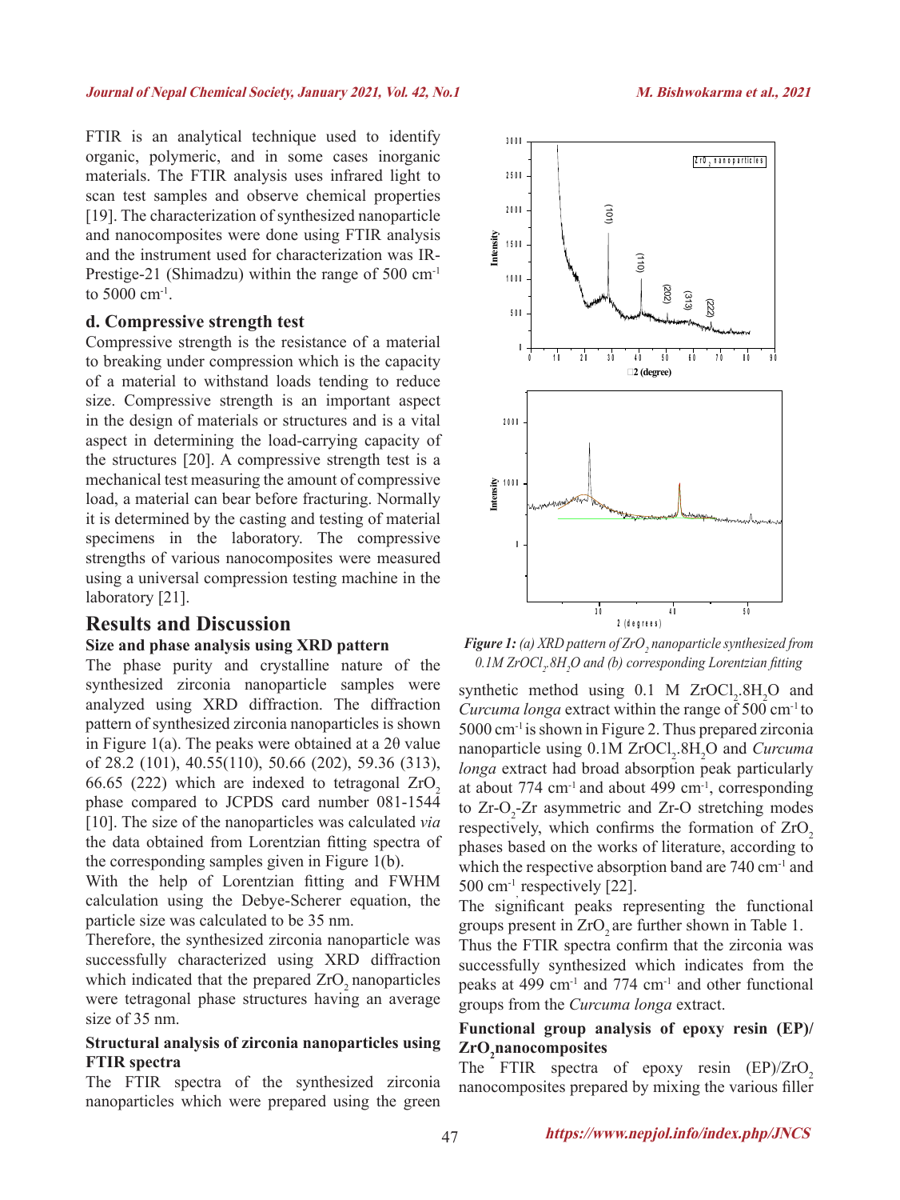FTIR is an analytical technique used to identify organic, polymeric, and in some cases inorganic materials. The FTIR analysis uses infrared light to scan test samples and observe chemical properties [19]. The characterization of synthesized nanoparticle and nanocomposites were done using FTIR analysis and the instrument used for characterization was IR-Prestige-21 (Shimadzu) within the range of 500 $cm^{-1}$ to 5000 $cm^{-1}$.

### d. Compressive strength test

Compressive strength is the resistance of a material to breaking under compression which is the capacity of a material to withstand loads tending to reduce size. Compressive strength is an important aspect in the design of materials or structures and is a vital aspect in determining the load-carrying capacity of the structures [20]. A compressive strength test is a mechanical test measuring the amount of compressive load, a material can bear before fracturing. Normally it is determined by the casting and testing of material specimens in the laboratory. The compressive strengths of various nanocomposites were measured using a universal compression testing machine in the laboratory [21].

## Results and Discussion

### Size and phase analysis using XRD pattern

The phase purity and crystalline nature of the synthesized zirconia nanoparticle samples were analyzed using XRD diffraction. The diffraction pattern of synthesized zirconia nanoparticles is shown in Figure 1(a). The peaks were obtained at a 2θ value of 28.2 (101), 40.55(110), 50.66 (202), 59.36 (313), 66.65 (222) which are indexed to tetragonal $ZrO_2$ phase compared to JCPDS card number 081-1544 [10]. The size of the nanoparticles was calculated *via* the data obtained from Lorentzian fitting spectra of the corresponding samples given in Figure 1(b).

With the help of Lorentzian fitting and FWHM calculation using the Debye-Scherer equation, the particle size was calculated to be 35 nm.

Therefore, the synthesized zirconia nanoparticle was successfully characterized using XRD diffraction which indicated that the prepared $ZrO_2$ nanoparticles were tetragonal phase structures having an average size of 35 nm.

***Figure 1:*** *(a) XRD pattern of $ZrO_2$ nanoparticle synthesized from 0.1M $ZrOCl_2.8H_2O$ and (b) corresponding Lorentzian fitting*

### Structural analysis of zirconia nanoparticles using FTIR spectra

The FTIR spectra of the synthesized zirconia nanoparticles which were prepared using the green synthetic method using 0.1 M $ZrOCl_2.8H_2O$ and *Curcuma longa* extract within the range of 500 $cm^{-1}$ to 5000 $cm^{-1}$ is shown in Figure 2. Thus prepared zirconia nanoparticle using 0.1M $ZrOCl_2.8H_2O$ and *Curcuma longa* extract had broad absorption peak particularly at about 774 $cm^{-1}$ and about 499 $cm^{-1}$, corresponding to Zr-$O_2$-Zr asymmetric and Zr-O stretching modes respectively, which confirms the formation of $ZrO_2$ phases based on the works of literature, according to which the respective absorption band are 740 $cm^{-1}$ and 500 $cm^{-1}$ respectively [22].

The significant peaks representing the functional groups present in $ZrO_2$ are further shown in Table 1.

Thus the FTIR spectra confirm that the zirconia was successfully synthesized which indicates from the peaks at 499 $cm^{-1}$ and 774 $cm^{-1}$ and other functional groups from the *Curcuma longa* extract.

### Functional group analysis of epoxy resin (EP)/$ZrO_2$ nanocomposites

The FTIR spectra of epoxy resin (EP)/$ZrO_2$ nanocomposites prepared by mixing the various filler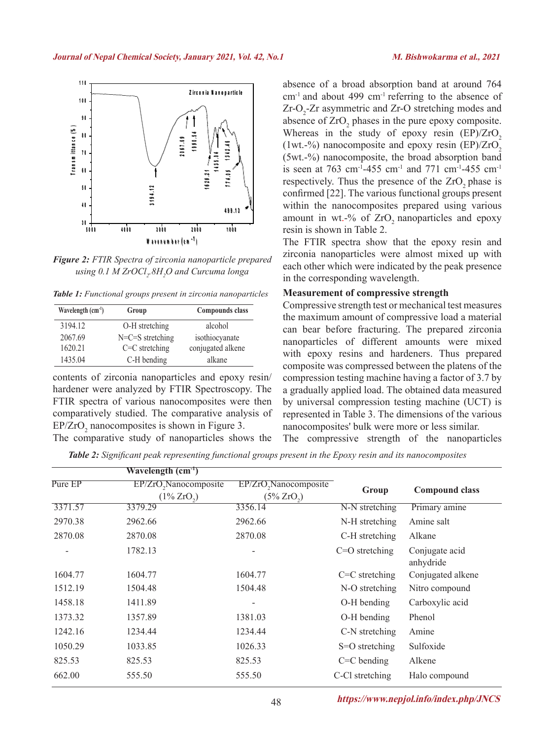*Figure 2: FTIR Spectra of zirconia nanoparticle prepared using 0.1 M $ZrOCl_2.8H_2O$ and Curcuma longa*

*Table 1: Functional groups present in zirconia nanoparticles*

| Wavelength ($cm^{-1}$) | Group | Compounds class |
|---|---|---|
| 3194.12 | O-H stretching | alcohol |
| 2067.69 | N=C=S stretching | isothiocyanate |
| 1620.21 | C=C stretching | conjugated alkene |
| 1435.04 | C-H bending | alkane |

contents of zirconia nanoparticles and epoxy resin/hardener were analyzed by FTIR Spectroscopy. The FTIR spectra of various nanocomposites were then comparatively studied. The comparative analysis of $EP/ZrO_2$ nanocomposites is shown in Figure 3.

The comparative study of nanoparticles shows the absence of a broad absorption band at around 764 $cm^{-1}$ and about 499 $cm^{-1}$ referring to the absence of $Zr-O_2-Zr$ asymmetric and Zr-O stretching modes and absence of $ZrO_2$ phases in the pure epoxy composite. Whereas in the study of epoxy resin $(EP)/ZrO_2$ (1wt.-%) nanocomposite and epoxy resin $(EP)/ZrO_2$ (5wt.-%) nanocomposite, the broad absorption band is seen at 763 $cm^{-1}$-455 $cm^{-1}$ and 771 $cm^{-1}$-455 $cm^{-1}$ respectively. Thus the presence of the $ZrO_2$ phase is confirmed [22]. The various functional groups present within the nanocomposites prepared using various amount in wt.-% of $ZrO_2$ nanoparticles and epoxy resin is shown in Table 2.

The FTIR spectra show that the epoxy resin and zirconia nanoparticles were almost mixed up with each other which were indicated by the peak presence in the corresponding wavelength.

### Measurement of compressive strength

Compressive strength test or mechanical test measures the maximum amount of compressive load a material can bear before fracturing. The prepared zirconia nanoparticles of different amounts were mixed with epoxy resins and hardeners. Thus prepared composite was compressed between the platens of the compression testing machine having a factor of 3.7 by a gradually applied load. The obtained data measured by universal compression testing machine (UCT) is represented in Table 3. The dimensions of the various nanocomposites' bulk were more or less similar.

The compressive strength of the nanoparticles

*Table 2: Significant peak representing functional groups present in the Epoxy resin and its nanocomposites*

| Wavelength ($cm^{-1}$) | | | | |
|---|---|---|---|---|
| Pure EP | $EP/ZrO_2$ Nanocomposite (1% $ZrO_2$) | $EP/ZrO_2$ Nanocomposite (5% $ZrO_2$) | Group | Compound class |
| 3371.57 | 3379.29 | 3356.14 | N-N stretching | Primary amine |
| 2970.38 | 2962.66 | 2962.66 | N-H stretching | Amine salt |
| 2870.08 | 2870.08 | 2870.08 | C-H stretching | Alkane |
| - | 1782.13 | - | C=O stretching | Conjugate acid anhydride |
| 1604.77 | 1604.77 | 1604.77 | C=C stretching | Conjugated alkene |
| 1512.19 | 1504.48 | 1504.48 | N-O stretching | Nitro compound |
| 1458.18 | 1411.89 | - | O-H bending | Carboxylic acid |
| 1373.32 | 1357.89 | 1381.03 | O-H bending | Phenol |
| 1242.16 | 1234.44 | 1234.44 | C-N stretching | Amine |
| 1050.29 | 1033.85 | 1026.33 | S=O stretching | Sulfoxide |
| 825.53 | 825.53 | 825.53 | C=C bending | Alkene |
| 662.00 | 555.50 | 555.50 | C-Cl stretching | Halo compound |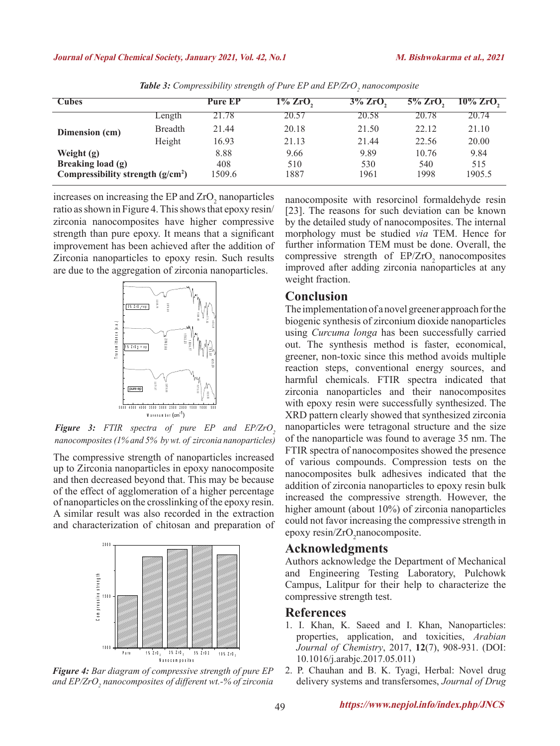*Table 3: Compressibility strength of Pure EP and EP/$ZrO_2$ nanocomposite*

| Cubes | | Pure EP | 1% $ZrO_2$ | 3% $ZrO_2$ | 5% $ZrO_2$ | 10% $ZrO_2$ |
|---|---|---|---|---|---|---|
| Dimension (cm) | Length | 21.78 | 20.57 | 20.58 | 20.78 | 20.74 |
| | Breadth | 21.44 | 20.18 | 21.50 | 22.12 | 21.10 |
| | Height | 16.93 | 21.13 | 21.44 | 22.56 | 20.00 |
| **Weight (g)** | | 8.88 | 9.66 | 9.89 | 10.76 | 9.84 |
| **Breaking load (g)** | | 408 | 510 | 530 | 540 | 515 |
| **Compressibility strength ($g/cm^2$)** | | 1509.6 | 1887 | 1961 | 1998 | 1905.5 |

increases on increasing the EP and $ZrO_2$ nanoparticles ratio as shown in Figure 4. This shows that epoxy resin/zirconia nanocomposites have higher compressive strength than pure epoxy. It means that a significant improvement has been achieved after the addition of Zirconia nanoparticles to epoxy resin. Such results are due to the aggregation of zirconia nanoparticles.

***Figure 3:** FTIR spectra of pure EP and EP/$ZrO_2$ nanocomposites (1% and 5% by wt. of zirconia nanoparticles)*

The compressive strength of nanoparticles increased up to Zirconia nanoparticles in epoxy nanocomposite and then decreased beyond that. This may be because of the effect of agglomeration of a higher percentage of nanoparticles on the crosslinking of the epoxy resin. A similar result was also recorded in the extraction and characterization of chitosan and preparation of nanocomposite with resorcinol formaldehyde resin [23]. The reasons for such deviation can be known by the detailed study of nanocomposites. The internal morphology must be studied *via* TEM. Hence for further information TEM must be done. Overall, the compressive strength of EP/$ZrO_2$ nanocomposites improved after adding zirconia nanoparticles at any weight fraction.

***Figure 4:** Bar diagram of compressive strength of pure EP and EP/$ZrO_2$ nanocomposites of different wt.-% of zirconia*

## Conclusion

The implementation of a novel greener approach for the biogenic synthesis of zirconium dioxide nanoparticles using *Curcuma longa* has been successfully carried out. The synthesis method is faster, economical, greener, non-toxic since this method avoids multiple reaction steps, conventional energy sources, and harmful chemicals. FTIR spectra indicated that zirconia nanoparticles and their nanocomposites with epoxy resin were successfully synthesized. The XRD pattern clearly showed that synthesized zirconia nanoparticles were tetragonal structure and the size of the nanoparticle was found to average 35 nm. The FTIR spectra of nanocomposites showed the presence of various compounds. Compression tests on the nanocomposites bulk adhesives indicated that the addition of zirconia nanoparticles to epoxy resin bulk increased the compressive strength. However, the higher amount (about 10%) of zirconia nanoparticles could not favor increasing the compressive strength in epoxy resin/$ZrO_2$nanocomposite.

## Acknowledgments

Authors acknowledge the Department of Mechanical and Engineering Testing Laboratory, Pulchowk Campus, Lalitpur for their help to characterize the compressive strength test.

## References

1. I. Khan, K. Saeed and I. Khan, Nanoparticles: properties, application, and toxicities, *Arabian Journal of Chemistry*, 2017, **12**(7), 908-931. (DOI: 10.1016/j.arabjc.2017.05.011)
2. P. Chauhan and B. K. Tyagi, Herbal: Novel drug delivery systems and transfersomes, *Journal of Drug*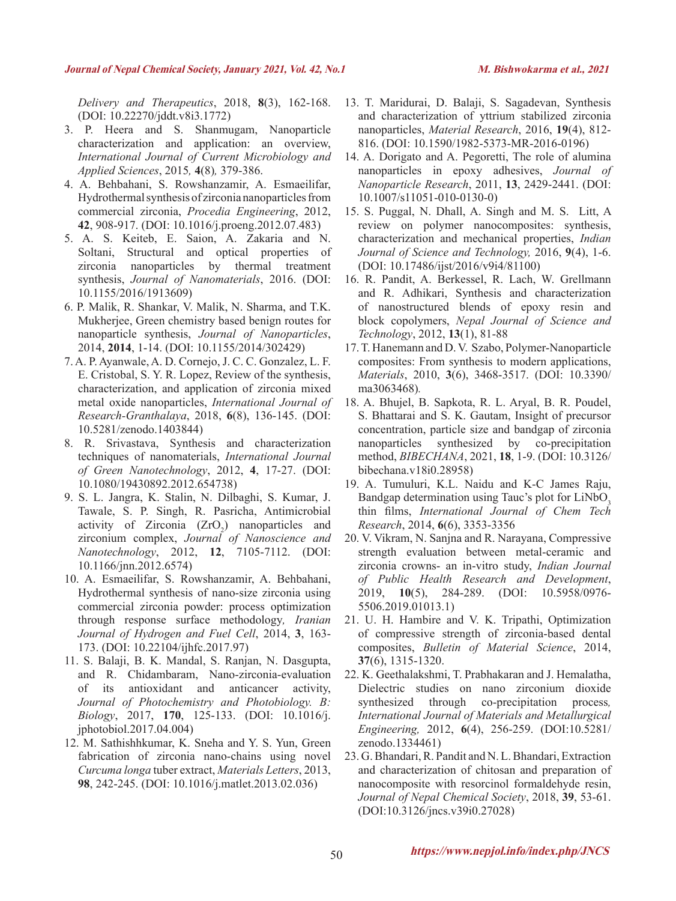*Delivery and Therapeutics*, 2018, **8**(3), 162-168. (DOI: 10.22270/jddt.v8i3.1772)

3. P. Heera and S. Shanmugam, Nanoparticle characterization and application: an overview, *International Journal of Current Microbiology and Applied Sciences*, 2015*,* **4**(8)*,* 379-386.
4. A. Behbahani, S. Rowshanzamir, A. Esmaeilifar, Hydrothermal synthesis of zirconia nanoparticles from commercial zirconia, *Procedia Engineering*, 2012, **42**, 908-917. (DOI: 10.1016/j.proeng.2012.07.483)
5. A. S. Keiteb, E. Saion, A. Zakaria and N. Soltani, Structural and optical properties of zirconia nanoparticles by thermal treatment synthesis, *Journal of Nanomaterials*, 2016. (DOI: 10.1155/2016/1913609)
6. P. Malik, R. Shankar, V. Malik, N. Sharma, and T.K. Mukherjee, Green chemistry based benign routes for nanoparticle synthesis, *Journal of Nanoparticles*, 2014, **2014**, 1-14. (DOI: 10.1155/2014/302429)
7. A. P. Ayanwale, A. D. Cornejo, J. C. C. Gonzalez, L. F. E. Cristobal, S. Y. R. Lopez, Review of the synthesis, characterization, and application of zirconia mixed metal oxide nanoparticles, *International Journal of Research-Granthalaya*, 2018, **6**(8), 136-145. (DOI: 10.5281/zenodo.1403844)
8. R. Srivastava, Synthesis and characterization techniques of nanomaterials, *International Journal of Green Nanotechnology*, 2012, **4**, 17-27. (DOI: 10.1080/19430892.2012.654738)
9. S. L. Jangra, K. Stalin, N. Dilbaghi, S. Kumar, J. Tawale, S. P. Singh, R. Pasricha, Antimicrobial activity of Zirconia ($ZrO_2$) nanoparticles and zirconium complex, *Journal of Nanoscience and Nanotechnology*, 2012, **12**, 7105-7112. (DOI: 10.1166/jnn.2012.6574)
10. A. Esmaeilifar, S. Rowshanzamir, A. Behbahani, Hydrothermal synthesis of nano-size zirconia using commercial zirconia powder: process optimization through response surface methodology*, Iranian Journal of Hydrogen and Fuel Cell*, 2014, **3**, 163-173. (DOI: 10.22104/ijhfc.2017.97)
11. S. Balaji, B. K. Mandal, S. Ranjan, N. Dasgupta, and R. Chidambaram, Nano-zirconia-evaluation of its antioxidant and anticancer activity, *Journal of Photochemistry and Photobiology. B: Biology*, 2017, **170**, 125-133. (DOI: 10.1016/j.jphotobiol.2017.04.004)
12. M. Sathishhkumar, K. Sneha and Y. S. Yun, Green fabrication of zirconia nano-chains using novel *Curcuma longa* tuber extract, *Materials Letters*, 2013, **98**, 242-245. (DOI: 10.1016/j.matlet.2013.02.036)
13. T. Maridurai, D. Balaji, S. Sagadevan, Synthesis and characterization of yttrium stabilized zirconia nanoparticles, *Material Research*, 2016, **19**(4), 812-816. (DOI: 10.1590/1982-5373-MR-2016-0196)
14. A. Dorigato and A. Pegoretti, The role of alumina nanoparticles in epoxy adhesives, *Journal of Nanoparticle Research*, 2011, **13**, 2429-2441. (DOI: 10.1007/s11051-010-0130-0)
15. S. Puggal, N. Dhall, A. Singh and M. S. Litt, A review on polymer nanocomposites: synthesis, characterization and mechanical properties, *Indian Journal of Science and Technology,* 2016, **9**(4), 1-6. (DOI: 10.17486/ijst/2016/v9i4/81100)
16. R. Pandit, A. Berkessel, R. Lach, W. Grellmann and R. Adhikari, Synthesis and characterization of nanostructured blends of epoxy resin and block copolymers, *Nepal Journal of Science and Technology*, 2012, **13**(1), 81-88
17. T. Hanemann and D. V. Szabo, Polymer-Nanoparticle composites: From synthesis to modern applications, *Materials*, 2010, **3**(6), 3468-3517. (DOI: 10.3390/ma3063468)*.*
18. A. Bhujel, B. Sapkota, R. L. Aryal, B. R. Poudel, S. Bhattarai and S. K. Gautam, Insight of precursor concentration, particle size and bandgap of zirconia nanoparticles synthesized by co-precipitation method, *BIBECHANA*, 2021, **18**, 1-9. (DOI: 10.3126/bibechana.v18i0.28958)
19. A. Tumuluri, K.L. Naidu and K-C James Raju, Bandgap determination using Tauc's plot for $LiNbO_3$ thin films, *International Journal of Chem Tech Research*, 2014, **6**(6), 3353-3356
20. V. Vikram, N. Sanjna and R. Narayana, Compressive strength evaluation between metal-ceramic and zirconia crowns- an in-vitro study, *Indian Journal of Public Health Research and Development*, 2019, **10**(5), 284-289. (DOI: 10.5958/0976-5506.2019.01013.1)
21. U. H. Hambire and V. K. Tripathi, Optimization of compressive strength of zirconia-based dental composites, *Bulletin of Material Science*, 2014, **37**(6), 1315-1320.
22. K. Geethalakshmi, T. Prabhakaran and J. Hemalatha, Dielectric studies on nano zirconium dioxide synthesized through co-precipitation process*, International Journal of Materials and Metallurgical Engineering,* 2012, **6**(4), 256-259. (DOI:10.5281/zenodo.1334461)
23. G. Bhandari, R. Pandit and N. L. Bhandari, Extraction and characterization of chitosan and preparation of nanocomposite with resorcinol formaldehyde resin, *Journal of Nepal Chemical Society*, 2018, **39**, 53-61. (DOI:10.3126/jncs.v39i0.27028)